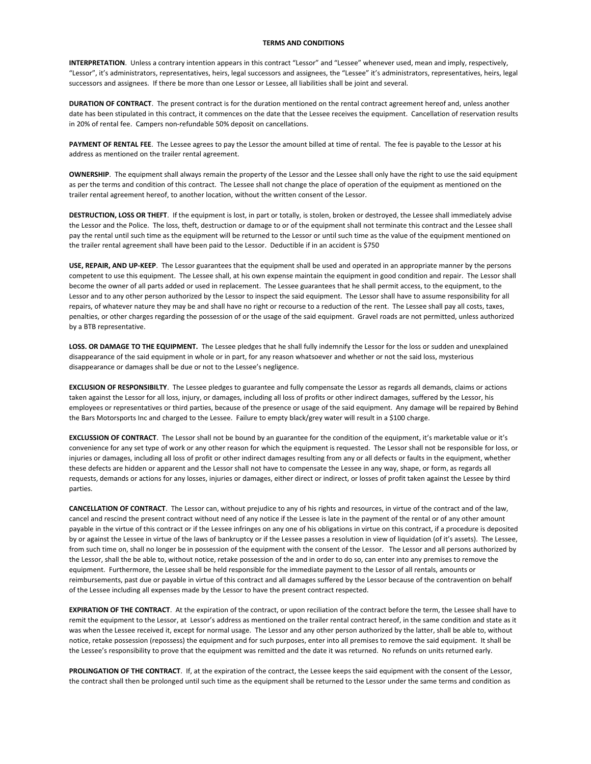## TERMS AND CONDITIONS

**INTERPRETATION**. Unless a contrary intention appears in this contract "Lessor" and "Lessee" whenever used, mean and imply, respectively, "Lessor", it's administrators, representatives, heirs, legal successors and assignees, the "Lessee" it's administrators, representatives, heirs, legal successors and assignees. If there be more than one Lessor or Lessee, all liabilities shall be joint and several.

**DURATION OF CONTRACT**. The present contract is for the duration mentioned on the rental contract agreement hereof and, unless another date has been stipulated in this contract, it commences on the date that the Lessee receives the equipment. Cancellation of reservation results in 20% of rental fee. Campers non-refundable 50% deposit on cancellations.

**PAYMENT OF RENTAL FEE**. The Lessee agrees to pay the Lessor the amount billed at time of rental. The fee is payable to the Lessor at his address as mentioned on the trailer rental agreement.

**OWNERSHIP**. The equipment shall always remain the property of the Lessor and the Lessee shall only have the right to use the said equipment as per the terms and condition of this contract. The Lessee shall not change the place of operation of the equipment as mentioned on the trailer rental agreement hereof, to another location, without the written consent of the Lessor.

**DESTRUCTION, LOSS OR THEFT**. If the equipment is lost, in part or totally, is stolen, broken or destroyed, the Lessee shall immediately advise the Lessor and the Police. The loss, theft, destruction or damage to or of the equipment shall not terminate this contract and the Lessee shall pay the rental until such time as the equipment will be returned to the Lessor or until such time as the value of the equipment mentioned on the trailer rental agreement shall have been paid to the Lessor. Deductible if in an accident is $750

**USE, REPAIR, AND UP-KEEP**. The Lessor guarantees that the equipment shall be used and operated in an appropriate manner by the persons competent to use this equipment. The Lessee shall, at his own expense maintain the equipment in good condition and repair. The Lessor shall become the owner of all parts added or used in replacement. The Lessee guarantees that he shall permit access, to the equipment, to the Lessor and to any other person authorized by the Lessor to inspect the said equipment. The Lessor shall have to assume responsibility for all repairs, of whatever nature they may be and shall have no right or recourse to a reduction of the rent. The Lessee shall pay all costs, taxes, penalties, or other charges regarding the possession of or the usage of the said equipment. Gravel roads are not permitted, unless authorized by a BTB representative.

**LOSS. OR DAMAGE TO THE EQUIPMENT.** The Lessee pledges that he shall fully indemnify the Lessor for the loss or sudden and unexplained disappearance of the said equipment in whole or in part, for any reason whatsoever and whether or not the said loss, mysterious disappearance or damages shall be due or not to the Lessee's negligence.

**EXCLUSION OF RESPONSIBILTY**. The Lessee pledges to guarantee and fully compensate the Lessor as regards all demands, claims or actions taken against the Lessor for all loss, injury, or damages, including all loss of profits or other indirect damages, suffered by the Lessor, his employees or representatives or third parties, because of the presence or usage of the said equipment. Any damage will be repaired by Behind the Bars Motorsports Inc and charged to the Lessee. Failure to empty black/grey water will result in a $100 charge.

**EXCLUSSION OF CONTRACT**. The Lessor shall not be bound by an guarantee for the condition of the equipment, it's marketable value or it's convenience for any set type of work or any other reason for which the equipment is requested. The Lessor shall not be responsible for loss, or injuries or damages, including all loss of profit or other indirect damages resulting from any or all defects or faults in the equipment, whether these defects are hidden or apparent and the Lessor shall not have to compensate the Lessee in any way, shape, or form, as regards all requests, demands or actions for any losses, injuries or damages, either direct or indirect, or losses of profit taken against the Lessee by third parties.

**CANCELLATION OF CONTRACT**. The Lessor can, without prejudice to any of his rights and resources, in virtue of the contract and of the law, cancel and rescind the present contract without need of any notice if the Lessee is late in the payment of the rental or of any other amount payable in the virtue of this contract or if the Lessee infringes on any one of his obligations in virtue on this contract, if a procedure is deposited by or against the Lessee in virtue of the laws of bankruptcy or if the Lessee passes a resolution in view of liquidation (of it's assets). The Lessee, from such time on, shall no longer be in possession of the equipment with the consent of the Lessor. The Lessor and all persons authorized by the Lessor, shall the be able to, without notice, retake possession of the and in order to do so, can enter into any premises to remove the equipment. Furthermore, the Lessee shall be held responsible for the immediate payment to the Lessor of all rentals, amounts or reimbursements, past due or payable in virtue of this contract and all damages suffered by the Lessor because of the contravention on behalf of the Lessee including all expenses made by the Lessor to have the present contract respected.

**EXPIRATION OF THE CONTRACT**. At the expiration of the contract, or upon reciliation of the contract before the term, the Lessee shall have to remit the equipment to the Lessor, at Lessor's address as mentioned on the trailer rental contract hereof, in the same condition and state as it was when the Lessee received it, except for normal usage. The Lessor and any other person authorized by the latter, shall be able to, without notice, retake possession (repossess) the equipment and for such purposes, enter into all premises to remove the said equipment. It shall be the Lessee's responsibility to prove that the equipment was remitted and the date it was returned. No refunds on units returned early.

**PROLINGATION OF THE CONTRACT**. If, at the expiration of the contract, the Lessee keeps the said equipment with the consent of the Lessor, the contract shall then be prolonged until such time as the equipment shall be returned to the Lessor under the same terms and condition as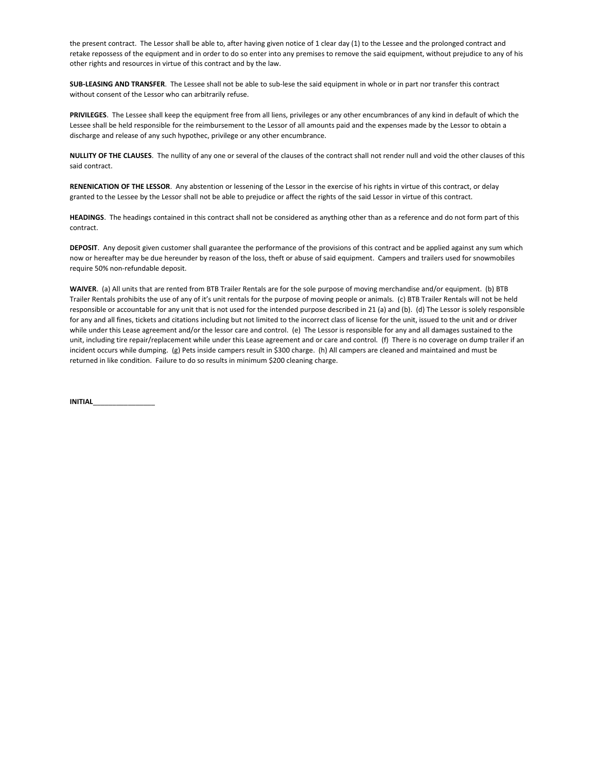the present contract. The Lessor shall be able to, after having given notice of 1 clear day (1) to the Lessee and the prolonged contract and retake repossess of the equipment and in order to do so enter into any premises to remove the said equipment, without prejudice to any of his other rights and resources in virtue of this contract and by the law.

**SUB-LEASING AND TRANSFER**. The Lessee shall not be able to sub-lese the said equipment in whole or in part nor transfer this contract without consent of the Lessor who can arbitrarily refuse.

**PRIVILEGES**. The Lessee shall keep the equipment free from all liens, privileges or any other encumbrances of any kind in default of which the Lessee shall be held responsible for the reimbursement to the Lessor of all amounts paid and the expenses made by the Lessor to obtain a discharge and release of any such hypothec, privilege or any other encumbrance.

**NULLITY OF THE CLAUSES**. The nullity of any one or several of the clauses of the contract shall not render null and void the other clauses of this said contract.

**RENENICATION OF THE LESSOR**. Any abstention or lessening of the Lessor in the exercise of his rights in virtue of this contract, or delay granted to the Lessee by the Lessor shall not be able to prejudice or affect the rights of the said Lessor in virtue of this contract.

**HEADINGS**. The headings contained in this contract shall not be considered as anything other than as a reference and do not form part of this contract.

**DEPOSIT**. Any deposit given customer shall guarantee the performance of the provisions of this contract and be applied against any sum which now or hereafter may be due hereunder by reason of the loss, theft or abuse of said equipment. Campers and trailers used for snowmobiles require 50% non-refundable deposit.

**WAIVER**. (a) All units that are rented from BTB Trailer Rentals are for the sole purpose of moving merchandise and/or equipment. (b) BTB Trailer Rentals prohibits the use of any of it's unit rentals for the purpose of moving people or animals. (c) BTB Trailer Rentals will not be held responsible or accountable for any unit that is not used for the intended purpose described in 21 (a) and (b). (d) The Lessor is solely responsible for any and all fines, tickets and citations including but not limited to the incorrect class of license for the unit, issued to the unit and or driver while under this Lease agreement and/or the lessor care and control. (e) The Lessor is responsible for any and all damages sustained to the unit, including tire repair/replacement while under this Lease agreement and or care and control. (f) There is no coverage on dump trailer if an incident occurs while dumping. (g) Pets inside campers result in $300 charge. (h) All campers are cleaned and maintained and must be returned in like condition. Failure to do so results in minimum $200 cleaning charge.

**INITIAL**________________